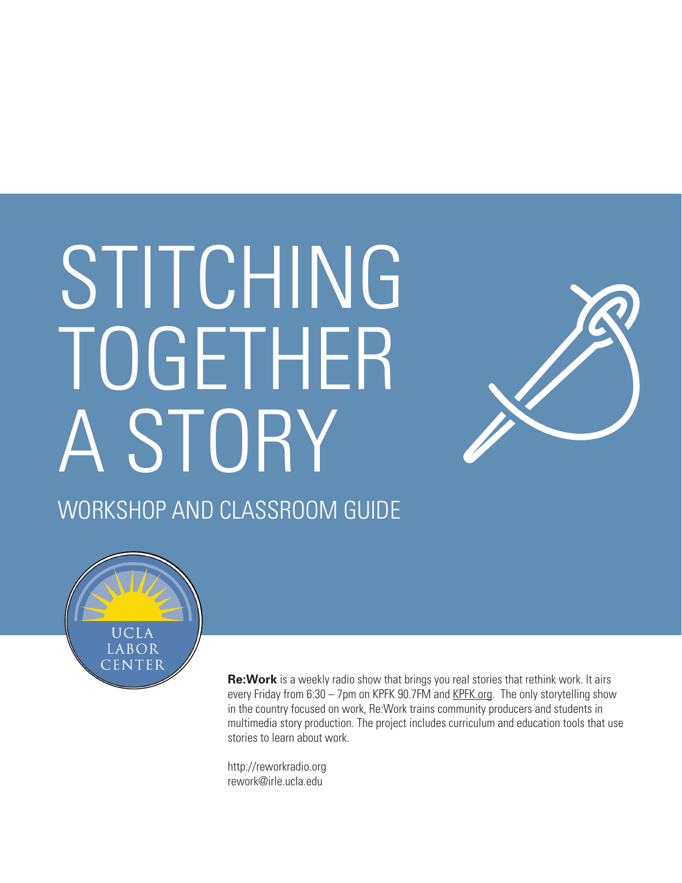# STITCHING TOGETHER A STORY

## WORKSHOP AND CLASSROOM GUIDE

UCLA LABOR CENTER

**Re:Work** is a weekly radio show that brings you real stories that rethink work. It airs every Friday from 6:30 – 7pm on KPFK 90.7FM and KPFK.org. The only storytelling show in the country focused on work, Re:Work trains community producers and students in multimedia story production. The project includes curriculum and education tools that use stories to learn about work.

http://reworkradio.org
rework@irle.ucla.edu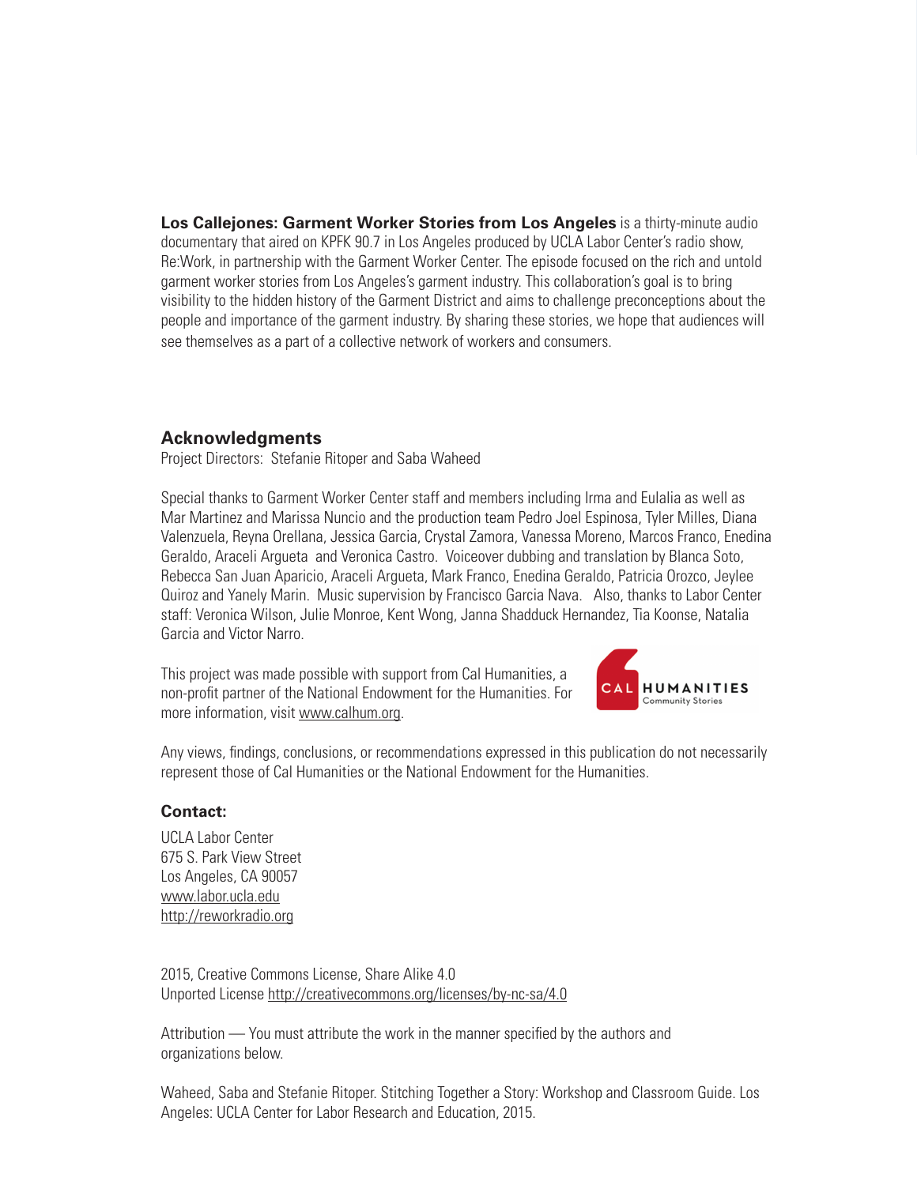**Los Callejones: Garment Worker Stories from Los Angeles** is a thirty-minute audio documentary that aired on KPFK 90.7 in Los Angeles produced by UCLA Labor Center's radio show, Re:Work, in partnership with the Garment Worker Center. The episode focused on the rich and untold garment worker stories from Los Angeles's garment industry. This collaboration's goal is to bring visibility to the hidden history of the Garment District and aims to challenge preconceptions about the people and importance of the garment industry. By sharing these stories, we hope that audiences will see themselves as a part of a collective network of workers and consumers.

## Acknowledgments

Project Directors: Stefanie Ritoper and Saba Waheed

Special thanks to Garment Worker Center staff and members including Irma and Eulalia as well as Mar Martinez and Marissa Nuncio and the production team Pedro Joel Espinosa, Tyler Milles, Diana Valenzuela, Reyna Orellana, Jessica Garcia, Crystal Zamora, Vanessa Moreno, Marcos Franco, Enedina Geraldo, Araceli Argueta and Veronica Castro. Voiceover dubbing and translation by Blanca Soto, Rebecca San Juan Aparicio, Araceli Argueta, Mark Franco, Enedina Geraldo, Patricia Orozco, Jeylee Quiroz and Yanely Marin. Music supervision by Francisco Garcia Nava. Also, thanks to Labor Center staff: Veronica Wilson, Julie Monroe, Kent Wong, Janna Shadduck Hernandez, Tia Koonse, Natalia Garcia and Victor Narro.

This project was made possible with support from Cal Humanities, a non-profit partner of the National Endowment for the Humanities. For more information, visit www.calhum.org.

CAL HUMANITIES Community Stories

Any views, findings, conclusions, or recommendations expressed in this publication do not necessarily represent those of Cal Humanities or the National Endowment for the Humanities.

### Contact:

UCLA Labor Center
675 S. Park View Street
Los Angeles, CA 90057
www.labor.ucla.edu
http://reworkradio.org

2015, Creative Commons License, Share Alike 4.0
Unported License http://creativecommons.org/licenses/by-nc-sa/4.0

Attribution — You must attribute the work in the manner specified by the authors and organizations below.

Waheed, Saba and Stefanie Ritoper. Stitching Together a Story: Workshop and Classroom Guide. Los Angeles: UCLA Center for Labor Research and Education, 2015.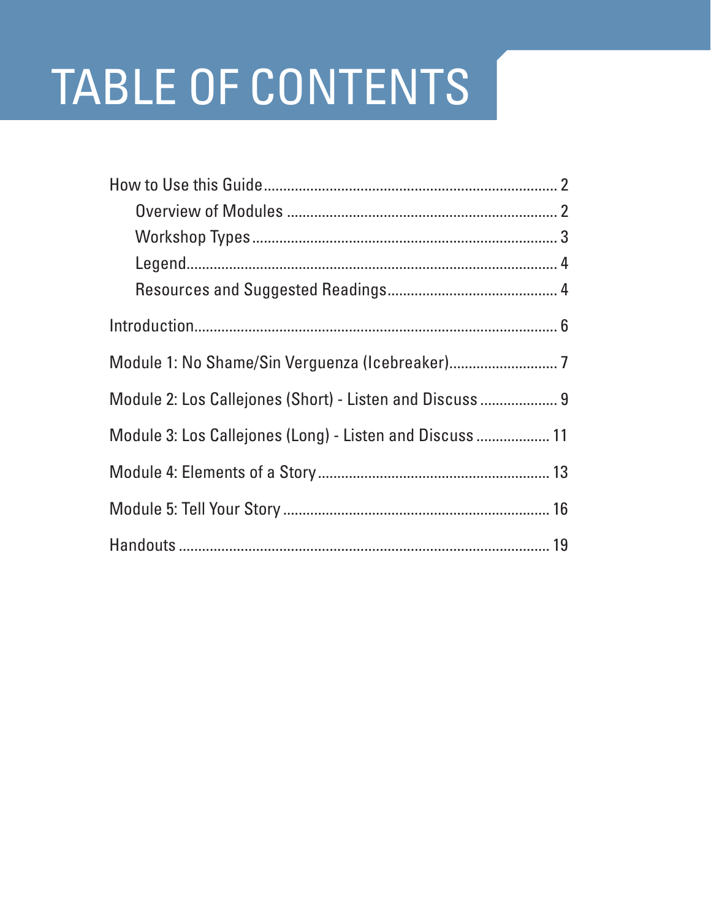# TABLE OF CONTENTS

- How to Use this Guide ... 2
  - Overview of Modules ... 2
  - Workshop Types ... 3
  - Legend ... 4
  - Resources and Suggested Readings ... 4
- Introduction ... 6
- Module 1: No Shame/Sin Verguenza (Icebreaker) ... 7
- Module 2: Los Callejones (Short) - Listen and Discuss ... 9
- Module 3: Los Callejones (Long) - Listen and Discuss ... 11
- Module 4: Elements of a Story ... 13
- Module 5: Tell Your Story ... 16
- Handouts ... 19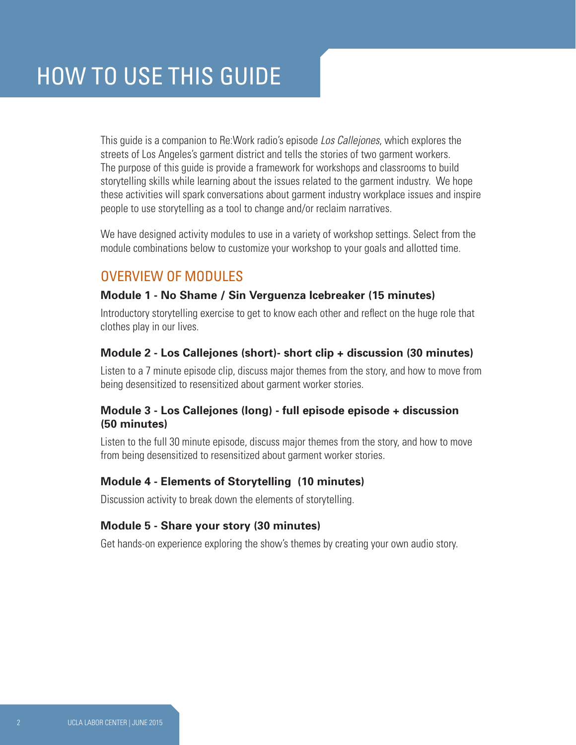# HOW TO USE THIS GUIDE

This guide is a companion to Re:Work radio's episode *Los Callejones*, which explores the streets of Los Angeles's garment district and tells the stories of two garment workers. The purpose of this guide is provide a framework for workshops and classrooms to build storytelling skills while learning about the issues related to the garment industry. We hope these activities will spark conversations about garment industry workplace issues and inspire people to use storytelling as a tool to change and/or reclaim narratives.

We have designed activity modules to use in a variety of workshop settings. Select from the module combinations below to customize your workshop to your goals and allotted time.

## OVERVIEW OF MODULES

### Module 1 - No Shame / Sin Verguenza Icebreaker (15 minutes)

Introductory storytelling exercise to get to know each other and reflect on the huge role that clothes play in our lives.

### Module 2 - Los Callejones (short)- short clip + discussion (30 minutes)

Listen to a 7 minute episode clip, discuss major themes from the story, and how to move from being desensitized to resensitized about garment worker stories.

### Module 3 - Los Callejones (long) - full episode episode + discussion (50 minutes)

Listen to the full 30 minute episode, discuss major themes from the story, and how to move from being desensitized to resensitized about garment worker stories.

### Module 4 - Elements of Storytelling (10 minutes)

Discussion activity to break down the elements of storytelling.

### Module 5 - Share your story (30 minutes)

Get hands-on experience exploring the show's themes by creating your own audio story.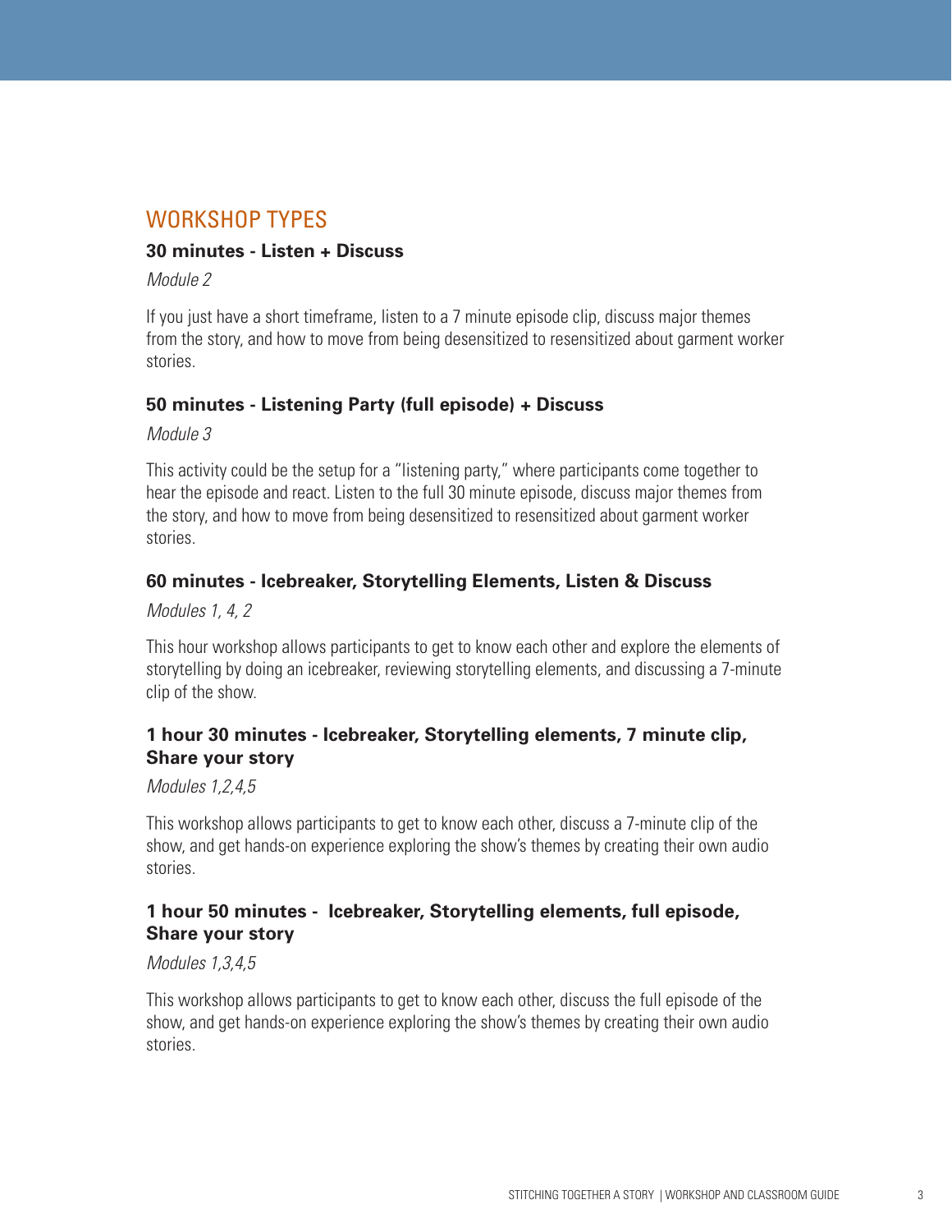## WORKSHOP TYPES

### 30 minutes - Listen + Discuss

*Module 2*

If you just have a short timeframe, listen to a 7 minute episode clip, discuss major themes from the story, and how to move from being desensitized to resensitized about garment worker stories.

### 50 minutes - Listening Party (full episode) + Discuss

*Module 3*

This activity could be the setup for a "listening party," where participants come together to hear the episode and react. Listen to the full 30 minute episode, discuss major themes from the story, and how to move from being desensitized to resensitized about garment worker stories.

### 60 minutes - Icebreaker, Storytelling Elements, Listen & Discuss

*Modules 1, 4, 2*

This hour workshop allows participants to get to know each other and explore the elements of storytelling by doing an icebreaker, reviewing storytelling elements, and discussing a 7-minute clip of the show.

### 1 hour 30 minutes - Icebreaker, Storytelling elements, 7 minute clip, Share your story

*Modules 1,2,4,5*

This workshop allows participants to get to know each other, discuss a 7-minute clip of the show, and get hands-on experience exploring the show's themes by creating their own audio stories.

### 1 hour 50 minutes - Icebreaker, Storytelling elements, full episode, Share your story

*Modules 1,3,4,5*

This workshop allows participants to get to know each other, discuss the full episode of the show, and get hands-on experience exploring the show's themes by creating their own audio stories.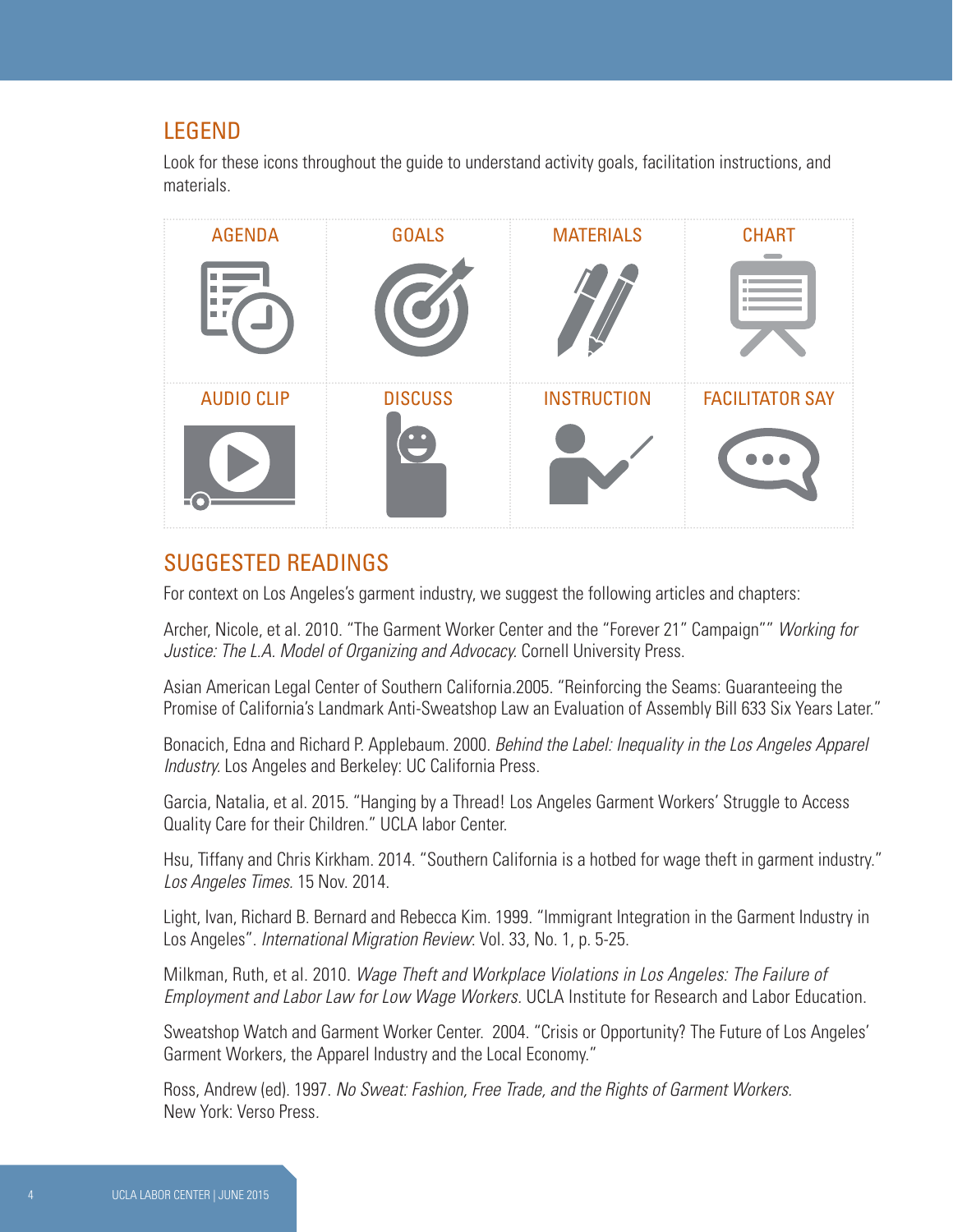## LEGEND

Look for these icons throughout the guide to understand activity goals, facilitation instructions, and materials.

| AGENDA | GOALS | MATERIALS | CHART |
|---|---|---|---|
| AUDIO CLIP | DISCUSS | INSTRUCTION | FACILITATOR SAY |

## SUGGESTED READINGS

For context on Los Angeles's garment industry, we suggest the following articles and chapters:

Archer, Nicole, et al. 2010. "The Garment Worker Center and the "Forever 21" Campaign"" *Working for Justice: The L.A. Model of Organizing and Advocacy.* Cornell University Press.

Asian American Legal Center of Southern California.2005. "Reinforcing the Seams: Guaranteeing the Promise of California's Landmark Anti-Sweatshop Law an Evaluation of Assembly Bill 633 Six Years Later."

Bonacich, Edna and Richard P. Applebaum. 2000. *Behind the Label: Inequality in the Los Angeles Apparel Industry.* Los Angeles and Berkeley: UC California Press.

Garcia, Natalia, et al. 2015. "Hanging by a Thread! Los Angeles Garment Workers' Struggle to Access Quality Care for their Children." UCLA labor Center.

Hsu, Tiffany and Chris Kirkham. 2014. "Southern California is a hotbed for wage theft in garment industry." *Los Angeles Times.* 15 Nov. 2014.

Light, Ivan, Richard B. Bernard and Rebecca Kim. 1999. "Immigrant Integration in the Garment Industry in Los Angeles". *International Migration Review*. Vol. 33, No. 1, p. 5-25.

Milkman, Ruth, et al. 2010. *Wage Theft and Workplace Violations in Los Angeles: The Failure of Employment and Labor Law for Low Wage Workers.* UCLA Institute for Research and Labor Education.

Sweatshop Watch and Garment Worker Center. 2004. "Crisis or Opportunity? The Future of Los Angeles' Garment Workers, the Apparel Industry and the Local Economy."

Ross, Andrew (ed). 1997. *No Sweat: Fashion, Free Trade, and the Rights of Garment Workers.* New York: Verso Press.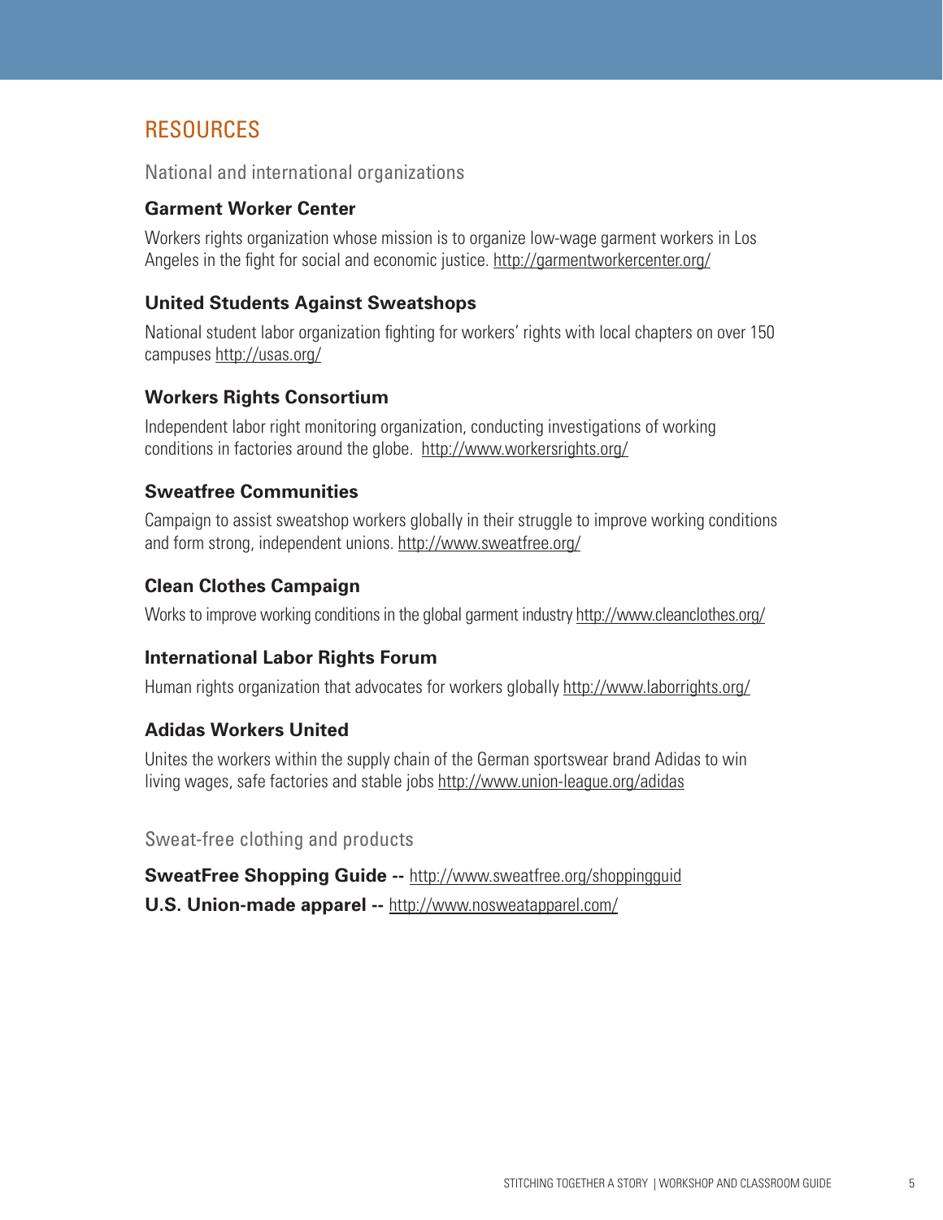# RESOURCES

## National and international organizations

### Garment Worker Center

Workers rights organization whose mission is to organize low-wage garment workers in Los Angeles in the fight for social and economic justice. http://garmentworkercenter.org/

### United Students Against Sweatshops

National student labor organization fighting for workers' rights with local chapters on over 150 campuses http://usas.org/

### Workers Rights Consortium

Independent labor right monitoring organization, conducting investigations of working conditions in factories around the globe. http://www.workersrights.org/

### Sweatfree Communities

Campaign to assist sweatshop workers globally in their struggle to improve working conditions and form strong, independent unions. http://www.sweatfree.org/

### Clean Clothes Campaign

Works to improve working conditions in the global garment industry http://www.cleanclothes.org/

### International Labor Rights Forum

Human rights organization that advocates for workers globally http://www.laborrights.org/

### Adidas Workers United

Unites the workers within the supply chain of the German sportswear brand Adidas to win living wages, safe factories and stable jobs http://www.union-league.org/adidas

## Sweat-free clothing and products

**SweatFree Shopping Guide --** http://www.sweatfree.org/shoppingguid

**U.S. Union-made apparel --** http://www.nosweatapparel.com/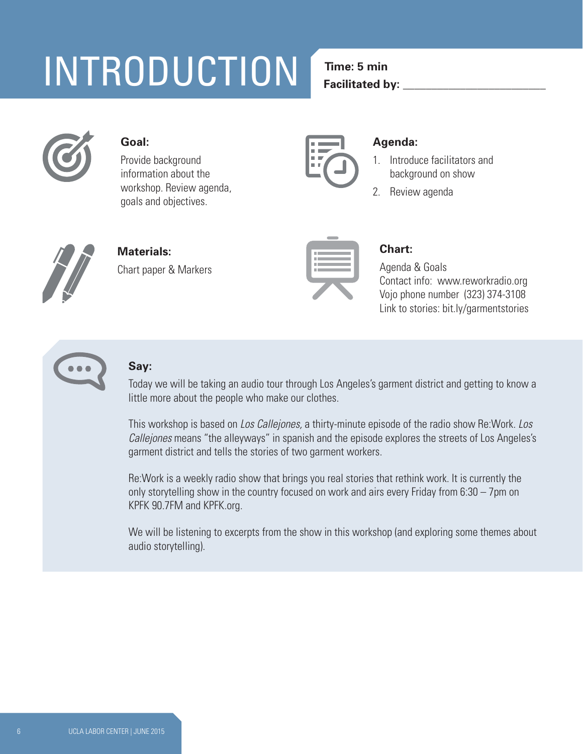# INTRODUCTION

**Time: 5 min**
**Facilitated by: ______________________**

**Goal:**
Provide background information about the workshop. Review agenda, goals and objectives.

**Agenda:**
1. Introduce facilitators and background on show
2. Review agenda

**Materials:**
Chart paper & Markers

**Chart:**
Agenda & Goals
Contact info: www.reworkradio.org
Vojo phone number (323) 374-3108
Link to stories: bit.ly/garmentstories

**Say:**
Today we will be taking an audio tour through Los Angeles's garment district and getting to know a little more about the people who make our clothes.

This workshop is based on *Los Callejones,* a thirty-minute episode of the radio show Re:Work. *Los Callejones* means "the alleyways" in spanish and the episode explores the streets of Los Angeles's garment district and tells the stories of two garment workers.

Re:Work is a weekly radio show that brings you real stories that rethink work. It is currently the only storytelling show in the country focused on work and airs every Friday from 6:30 – 7pm on KPFK 90.7FM and KPFK.org.

We will be listening to excerpts from the show in this workshop (and exploring some themes about audio storytelling).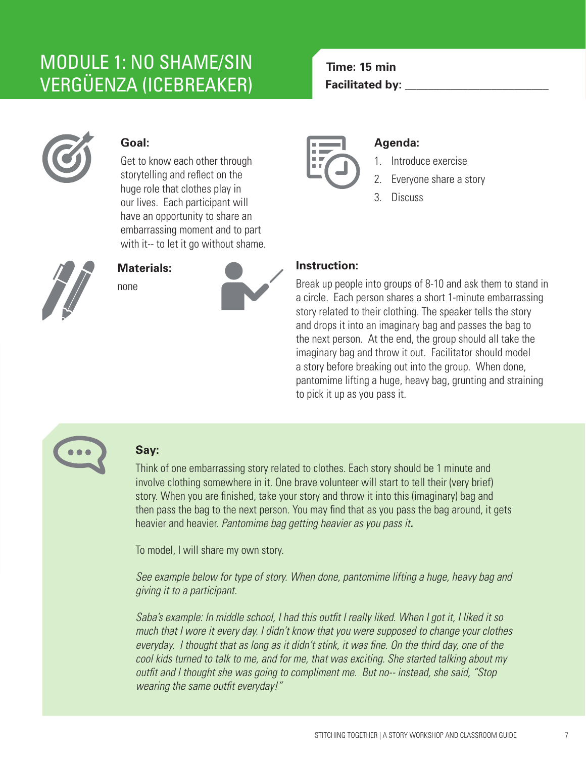# MODULE 1: NO SHAME/SIN VERGÜENZA (ICEBREAKER)

**Time: 15 min**

**Facilitated by:** ________________________

### Goal:

Get to know each other through storytelling and reflect on the huge role that clothes play in our lives. Each participant will have an opportunity to share an embarrassing moment and to part with it-- to let it go without shame.

### Agenda:

1. Introduce exercise
2. Everyone share a story
3. Discuss

### Materials:

none

### Instruction:

Break up people into groups of 8-10 and ask them to stand in a circle. Each person shares a short 1-minute embarrassing story related to their clothing. The speaker tells the story and drops it into an imaginary bag and passes the bag to the next person. At the end, the group should all take the imaginary bag and throw it out. Facilitator should model a story before breaking out into the group. When done, pantomime lifting a huge, heavy bag, grunting and straining to pick it up as you pass it.

### Say:

Think of one embarrassing story related to clothes. Each story should be 1 minute and involve clothing somewhere in it. One brave volunteer will start to tell their (very brief) story. When you are finished, take your story and throw it into this (imaginary) bag and then pass the bag to the next person. You may find that as you pass the bag around, it gets heavier and heavier. *Pantomime bag getting heavier as you pass it.*

To model, I will share my own story.

*See example below for type of story. When done, pantomime lifting a huge, heavy bag and giving it to a participant.*

*Saba's example: In middle school, I had this outfit I really liked. When I got it, I liked it so much that I wore it every day. I didn't know that you were supposed to change your clothes everyday. I thought that as long as it didn't stink, it was fine. On the third day, one of the cool kids turned to talk to me, and for me, that was exciting. She started talking about my outfit and I thought she was going to compliment me. But no-- instead, she said, "Stop wearing the same outfit everyday!"*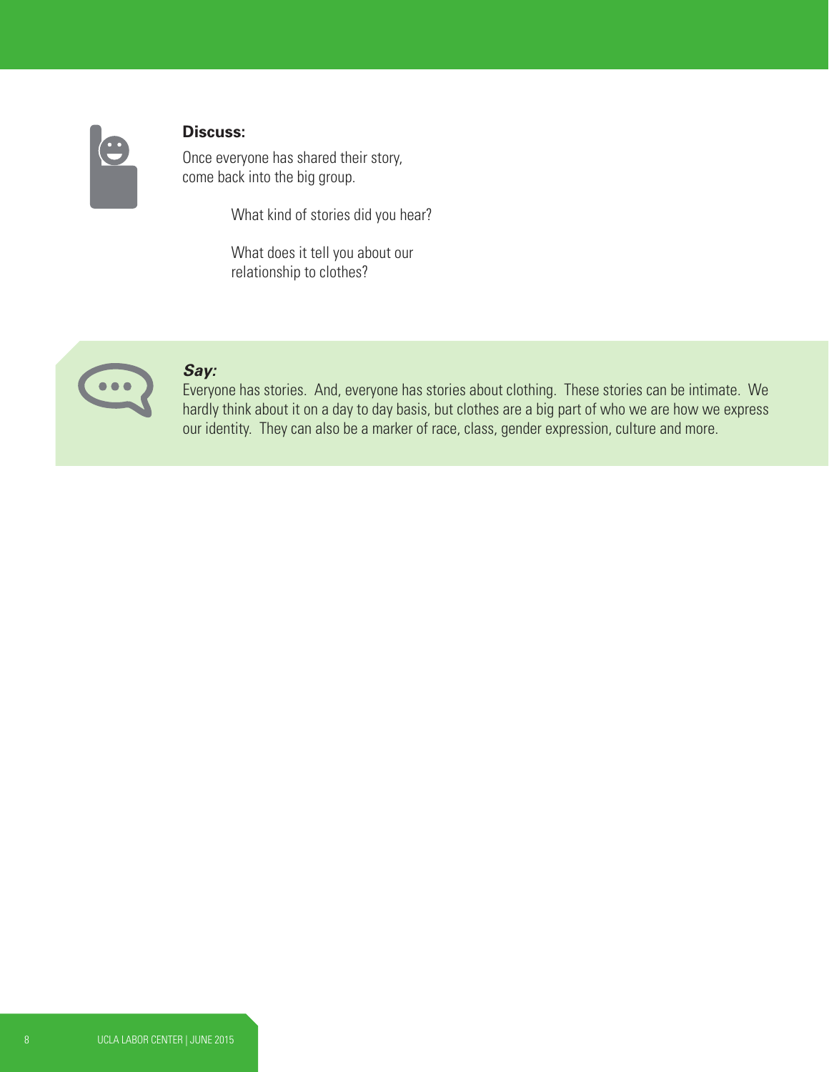**Discuss:**

Once everyone has shared their story, come back into the big group.

> What kind of stories did you hear?
>
> What does it tell you about our relationship to clothes?

***Say:***

Everyone has stories. And, everyone has stories about clothing. These stories can be intimate. We hardly think about it on a day to day basis, but clothes are a big part of who we are how we express our identity. They can also be a marker of race, class, gender expression, culture and more.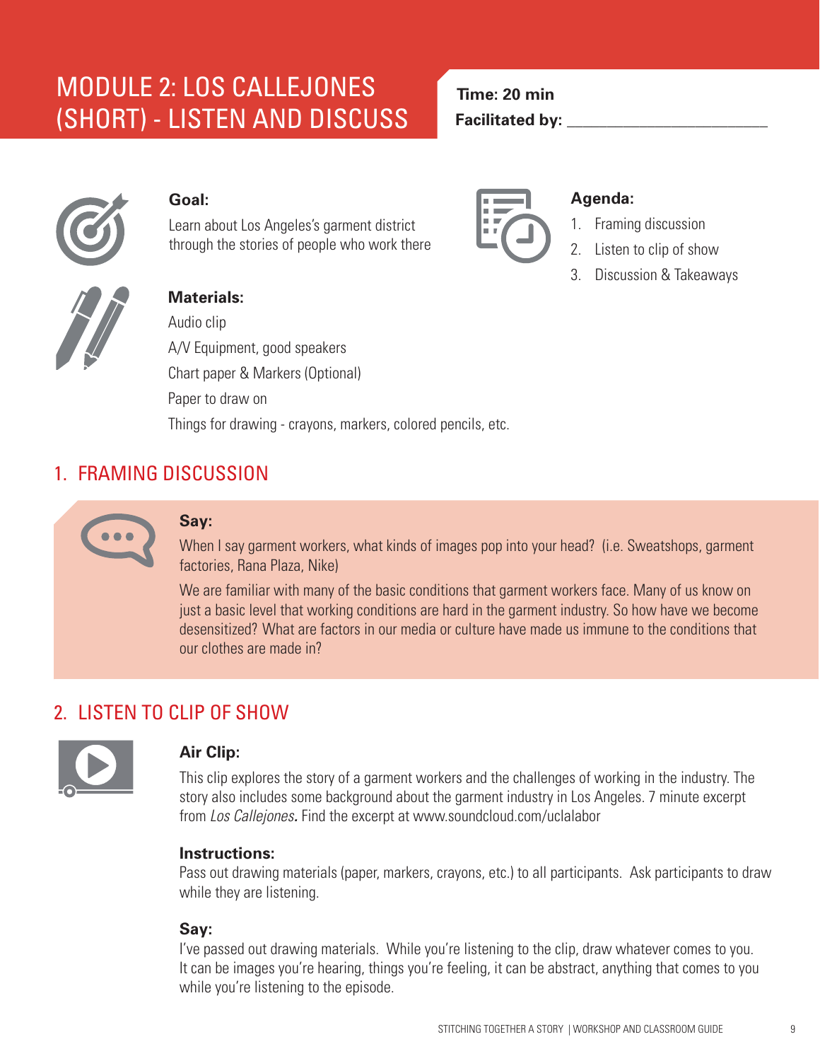# MODULE 2: LOS CALLEJONES (SHORT) - LISTEN AND DISCUSS

**Time: 20 min**

**Facilitated by:** ________________________

**Goal:**

Learn about Los Angeles's garment district through the stories of people who work there

**Agenda:**

1. Framing discussion
2. Listen to clip of show
3. Discussion & Takeaways

**Materials:**

Audio clip

A/V Equipment, good speakers

Chart paper & Markers (Optional)

Paper to draw on

Things for drawing - crayons, markers, colored pencils, etc.

## 1. FRAMING DISCUSSION

**Say:**

When I say garment workers, what kinds of images pop into your head? (i.e. Sweatshops, garment factories, Rana Plaza, Nike)

We are familiar with many of the basic conditions that garment workers face. Many of us know on just a basic level that working conditions are hard in the garment industry. So how have we become desensitized? What are factors in our media or culture have made us immune to the conditions that our clothes are made in?

## 2. LISTEN TO CLIP OF SHOW

**Air Clip:**

This clip explores the story of a garment workers and the challenges of working in the industry. The story also includes some background about the garment industry in Los Angeles. 7 minute excerpt from *Los Callejones.* Find the excerpt at www.soundcloud.com/uclalabor

**Instructions:**

Pass out drawing materials (paper, markers, crayons, etc.) to all participants. Ask participants to draw while they are listening.

**Say:**

I've passed out drawing materials. While you're listening to the clip, draw whatever comes to you. It can be images you're hearing, things you're feeling, it can be abstract, anything that comes to you while you're listening to the episode.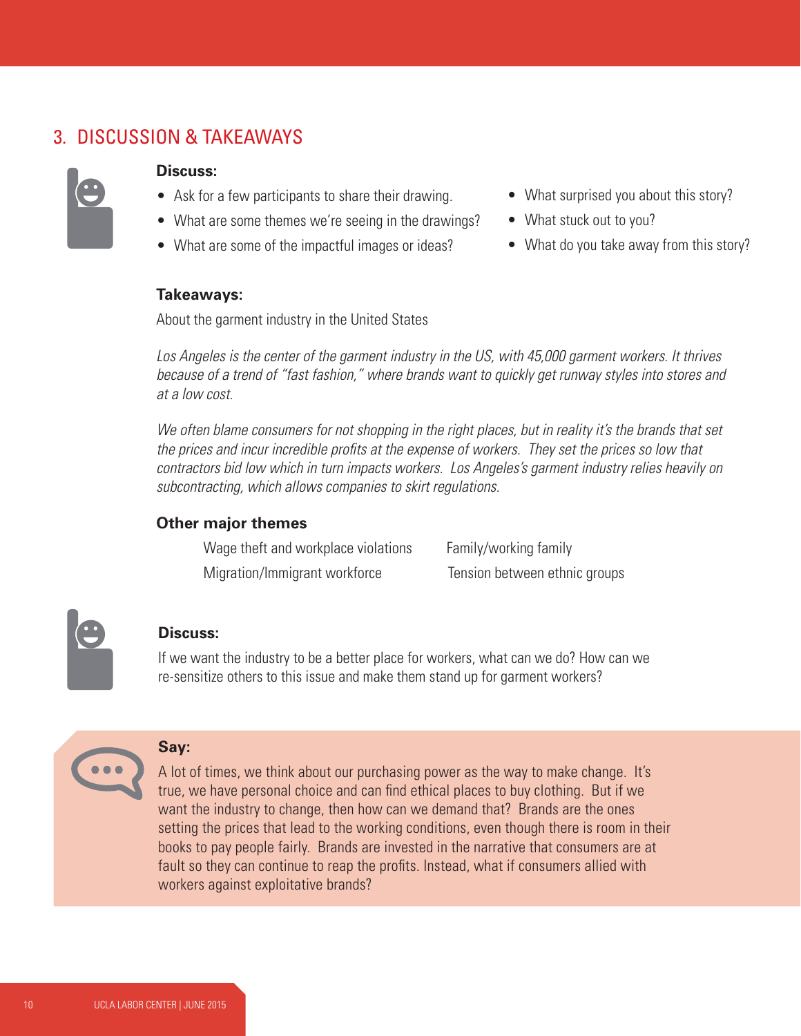## 3. DISCUSSION & TAKEAWAYS

**Discuss:**

- Ask for a few participants to share their drawing.
- What are some themes we're seeing in the drawings?
- What are some of the impactful images or ideas?
- What surprised you about this story?
- What stuck out to you?
- What do you take away from this story?

**Takeaways:**

About the garment industry in the United States

*Los Angeles is the center of the garment industry in the US, with 45,000 garment workers. It thrives because of a trend of "fast fashion," where brands want to quickly get runway styles into stores and at a low cost.*

*We often blame consumers for not shopping in the right places, but in reality it's the brands that set the prices and incur incredible profits at the expense of workers. They set the prices so low that contractors bid low which in turn impacts workers. Los Angeles's garment industry relies heavily on subcontracting, which allows companies to skirt regulations.*

**Other major themes**

- Wage theft and workplace violations
- Migration/Immigrant workforce
- Family/working family
- Tension between ethnic groups

**Discuss:**

If we want the industry to be a better place for workers, what can we do? How can we re-sensitize others to this issue and make them stand up for garment workers?

**Say:**

A lot of times, we think about our purchasing power as the way to make change. It's true, we have personal choice and can find ethical places to buy clothing. But if we want the industry to change, then how can we demand that? Brands are the ones setting the prices that lead to the working conditions, even though there is room in their books to pay people fairly. Brands are invested in the narrative that consumers are at fault so they can continue to reap the profits. Instead, what if consumers allied with workers against exploitative brands?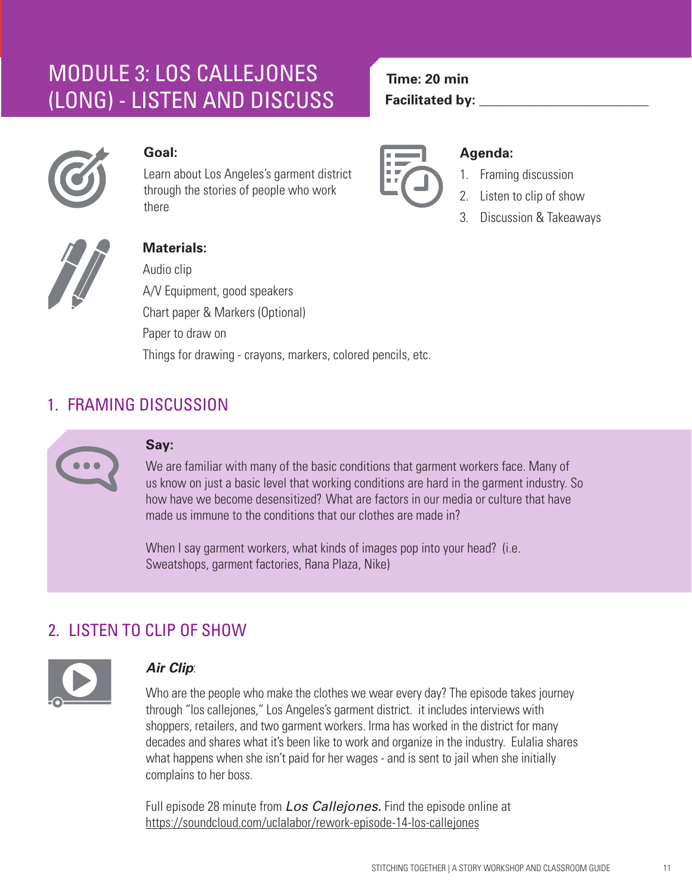# MODULE 3: LOS CALLEJONES (LONG) - LISTEN AND DISCUSS

**Time: 20 min**

**Facilitated by:** ________________________

**Goal:**

Learn about Los Angeles's garment district through the stories of people who work there

**Agenda:**

1. Framing discussion
2. Listen to clip of show
3. Discussion & Takeaways

**Materials:**

Audio clip

A/V Equipment, good speakers

Chart paper & Markers (Optional)

Paper to draw on

Things for drawing - crayons, markers, colored pencils, etc.

## 1. FRAMING DISCUSSION

**Say:**

We are familiar with many of the basic conditions that garment workers face. Many of us know on just a basic level that working conditions are hard in the garment industry. So how have we become desensitized? What are factors in our media or culture that have made us immune to the conditions that our clothes are made in?

When I say garment workers, what kinds of images pop into your head? (i.e. Sweatshops, garment factories, Rana Plaza, Nike)

## 2. LISTEN TO CLIP OF SHOW

***Air Clip***:

Who are the people who make the clothes we wear every day? The episode takes journey through "los callejones," Los Angeles's garment district. it includes interviews with shoppers, retailers, and two garment workers. Irma has worked in the district for many decades and shares what it's been like to work and organize in the industry. Eulalia shares what happens when she isn't paid for her wages - and is sent to jail when she initially complains to her boss.

Full episode 28 minute from *Los Callejones.* Find the episode online at https://soundcloud.com/uclalabor/rework-episode-14-los-callejones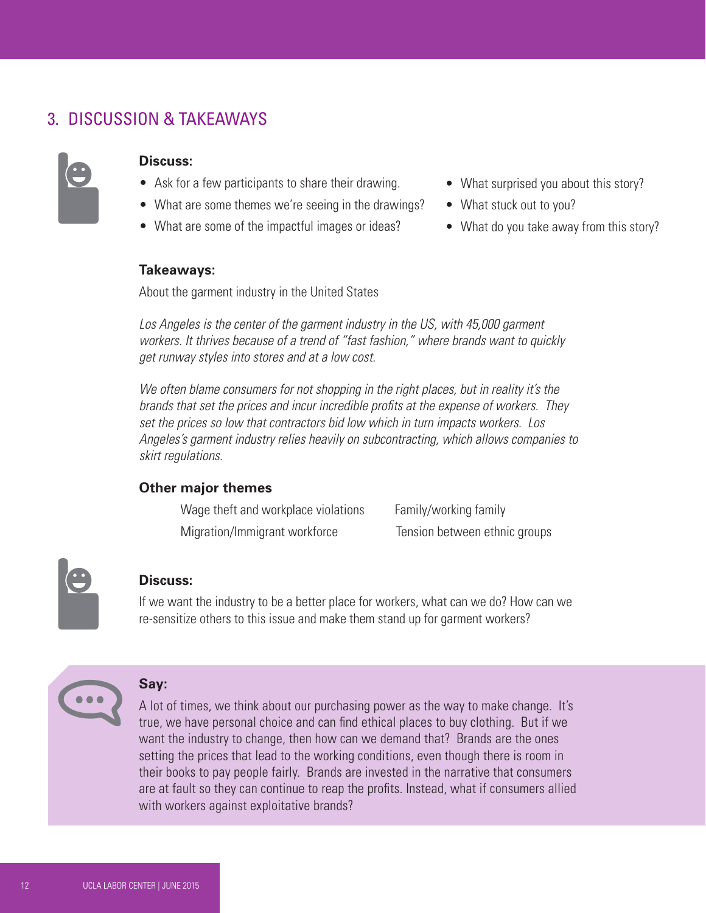## 3. DISCUSSION & TAKEAWAYS

**Discuss:**

- Ask for a few participants to share their drawing.
- What are some themes we're seeing in the drawings?
- What are some of the impactful images or ideas?
- What surprised you about this story?
- What stuck out to you?
- What do you take away from this story?

**Takeaways:**

About the garment industry in the United States

*Los Angeles is the center of the garment industry in the US, with 45,000 garment workers. It thrives because of a trend of "fast fashion," where brands want to quickly get runway styles into stores and at a low cost.*

*We often blame consumers for not shopping in the right places, but in reality it's the brands that set the prices and incur incredible profits at the expense of workers. They set the prices so low that contractors bid low which in turn impacts workers. Los Angeles's garment industry relies heavily on subcontracting, which allows companies to skirt regulations.*

**Other major themes**

- Wage theft and workplace violations
- Migration/Immigrant workforce
- Family/working family
- Tension between ethnic groups

**Discuss:**

If we want the industry to be a better place for workers, what can we do? How can we re-sensitize others to this issue and make them stand up for garment workers?

**Say:**

A lot of times, we think about our purchasing power as the way to make change. It's true, we have personal choice and can find ethical places to buy clothing. But if we want the industry to change, then how can we demand that? Brands are the ones setting the prices that lead to the working conditions, even though there is room in their books to pay people fairly. Brands are invested in the narrative that consumers are at fault so they can continue to reap the profits. Instead, what if consumers allied with workers against exploitative brands?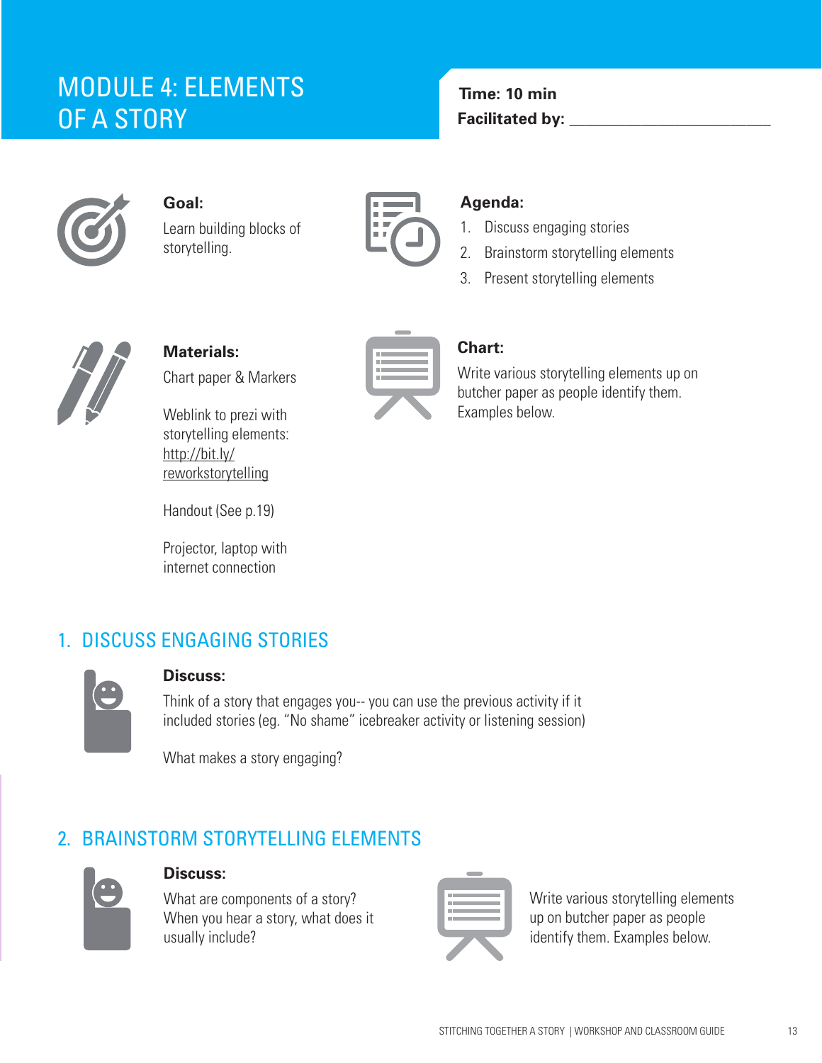# MODULE 4: ELEMENTS OF A STORY

**Time: 10 min**

**Facilitated by:** ________________________

**Goal:**

Learn building blocks of storytelling.

**Agenda:**

1. Discuss engaging stories
2. Brainstorm storytelling elements
3. Present storytelling elements

**Materials:**

Chart paper & Markers

Weblink to prezi with storytelling elements: http://bit.ly/reworkstorytelling

Handout (See p.19)

Projector, laptop with internet connection

**Chart:**

Write various storytelling elements up on butcher paper as people identify them. Examples below.

## 1. DISCUSS ENGAGING STORIES

**Discuss:**

Think of a story that engages you-- you can use the previous activity if it included stories (eg. “No shame” icebreaker activity or listening session)

What makes a story engaging?

## 2. BRAINSTORM STORYTELLING ELEMENTS

**Discuss:**

What are components of a story? When you hear a story, what does it usually include?

Write various storytelling elements up on butcher paper as people identify them. Examples below.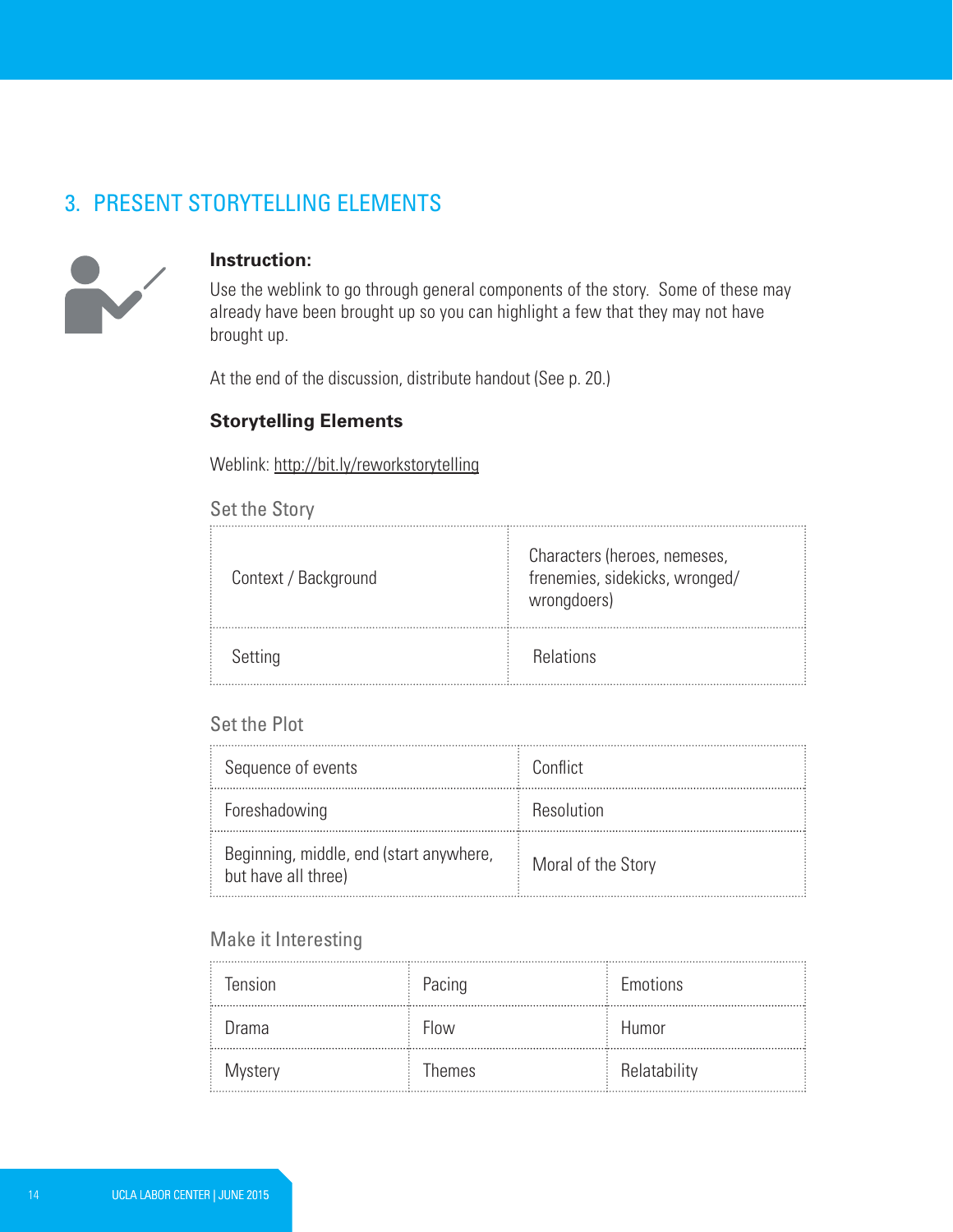## 3. PRESENT STORYTELLING ELEMENTS

**Instruction:**

Use the weblink to go through general components of the story. Some of these may already have been brought up so you can highlight a few that they may not have brought up.

At the end of the discussion, distribute handout (See p. 20.)

**Storytelling Elements**

Weblink: http://bit.ly/reworkstorytelling

### Set the Story

| | |
|---|---|
| Context / Background | Characters (heroes, nemeses, frenemies, sidekicks, wronged/ wrongdoers) |
| Setting | Relations |

### Set the Plot

| | |
|---|---|
| Sequence of events | Conflict |
| Foreshadowing | Resolution |
| Beginning, middle, end (start anywhere, but have all three) | Moral of the Story |

### Make it Interesting

| | | |
|---|---|---|
| Tension | Pacing | Emotions |
| Drama | Flow | Humor |
| Mystery | Themes | Relatability |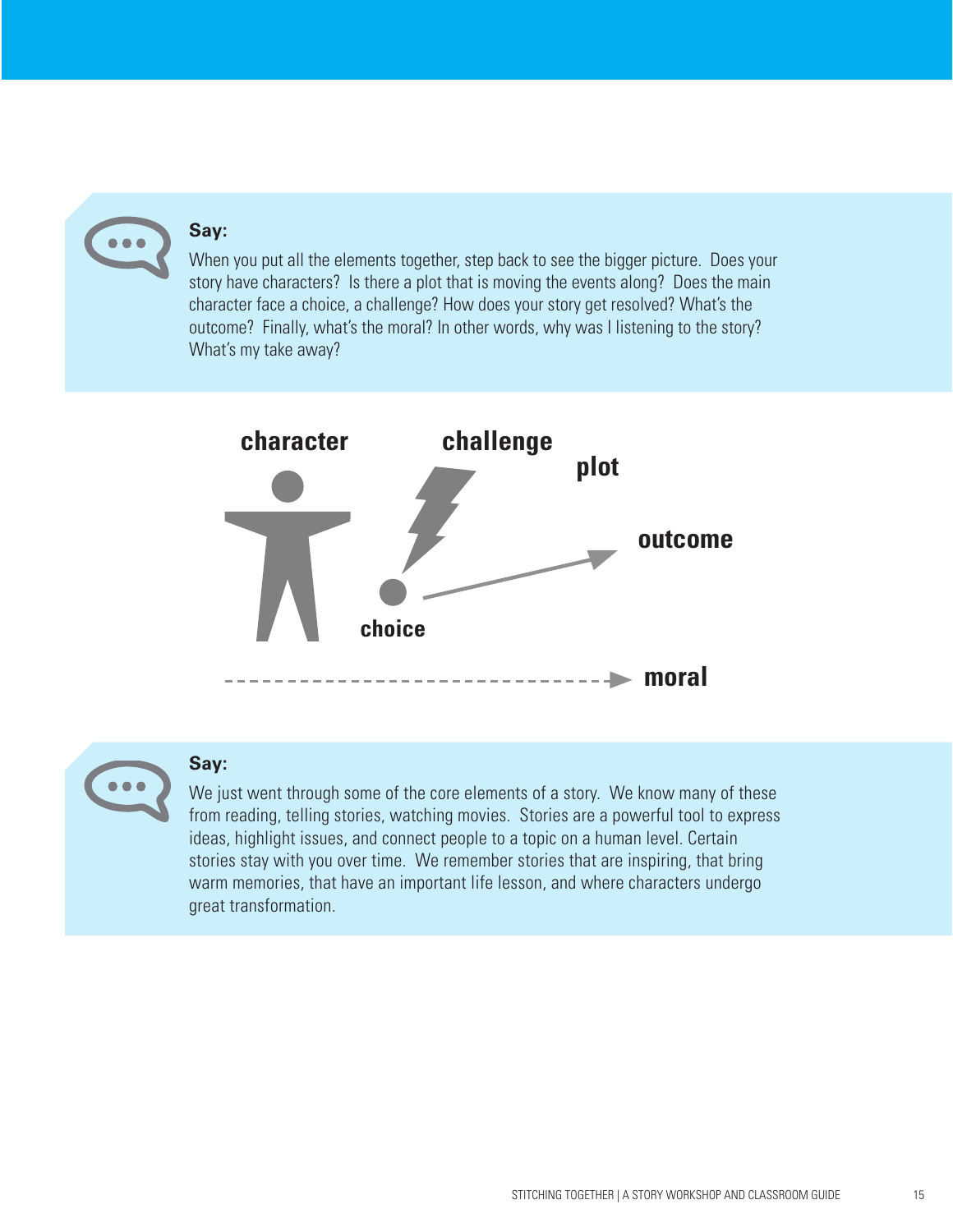**Say:**

When you put all the elements together, step back to see the bigger picture. Does your story have characters? Is there a plot that is moving the events along? Does the main character face a choice, a challenge? How does your story get resolved? What's the outcome? Finally, what's the moral? In other words, why was I listening to the story? What's my take away?

**character** **challenge** **plot**

**outcome**

**choice**

**moral**

**Say:**

We just went through some of the core elements of a story. We know many of these from reading, telling stories, watching movies. Stories are a powerful tool to express ideas, highlight issues, and connect people to a topic on a human level. Certain stories stay with you over time. We remember stories that are inspiring, that bring warm memories, that have an important life lesson, and where characters undergo great transformation.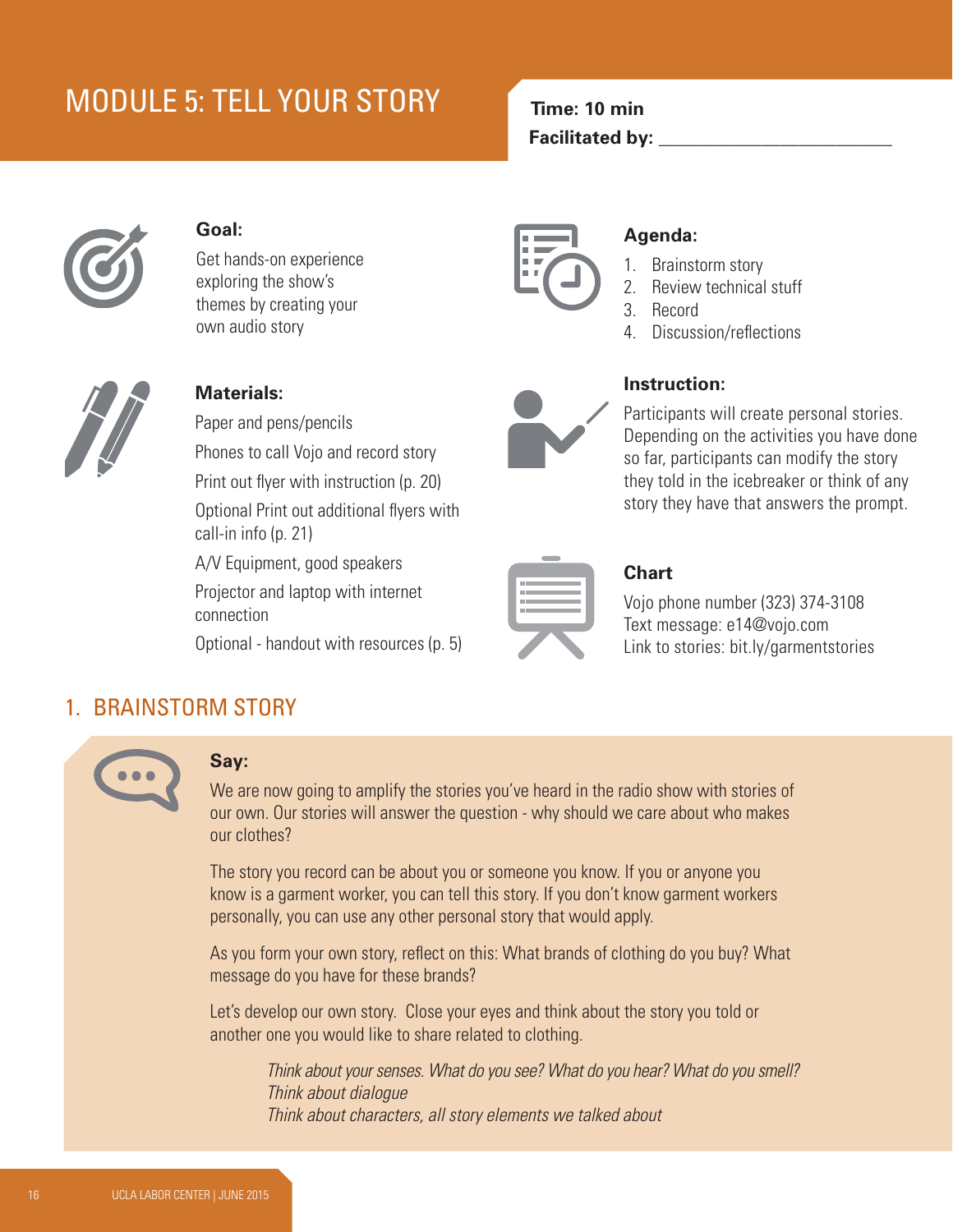# MODULE 5: TELL YOUR STORY

**Time: 10 min**

**Facilitated by:** ________________________

### Goal:

Get hands-on experience exploring the show's themes by creating your own audio story

### Agenda:

1. Brainstorm story
2. Review technical stuff
3. Record
4. Discussion/reflections

### Materials:

Paper and pens/pencils

Phones to call Vojo and record story

Print out flyer with instruction (p. 20)

Optional Print out additional flyers with call-in info (p. 21)

A/V Equipment, good speakers

Projector and laptop with internet connection

Optional - handout with resources (p. 5)

### Instruction:

Participants will create personal stories. Depending on the activities you have done so far, participants can modify the story they told in the icebreaker or think of any story they have that answers the prompt.

### Chart

Vojo phone number (323) 374-3108
Text message: e14@vojo.com
Link to stories: bit.ly/garmentstories

## 1. BRAINSTORM STORY

**Say:**

We are now going to amplify the stories you've heard in the radio show with stories of our own. Our stories will answer the question - why should we care about who makes our clothes?

The story you record can be about you or someone you know. If you or anyone you know is a garment worker, you can tell this story. If you don't know garment workers personally, you can use any other personal story that would apply.

As you form your own story, reflect on this: What brands of clothing do you buy? What message do you have for these brands?

Let's develop our own story. Close your eyes and think about the story you told or another one you would like to share related to clothing.

*Think about your senses. What do you see? What do you hear? What do you smell?*
*Think about dialogue*
*Think about characters, all story elements we talked about*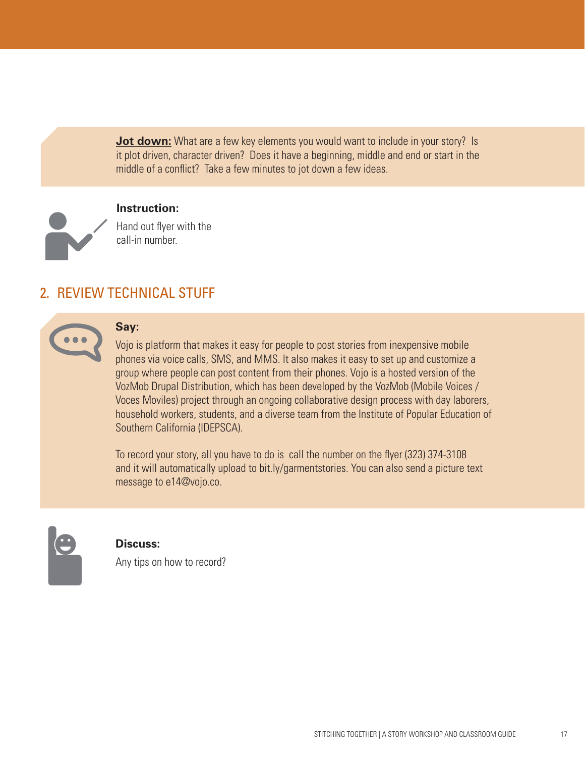**Jot down:** What are a few key elements you would want to include in your story? Is it plot driven, character driven? Does it have a beginning, middle and end or start in the middle of a conflict? Take a few minutes to jot down a few ideas.

**Instruction:**

Hand out flyer with the call-in number.

## 2. REVIEW TECHNICAL STUFF

**Say:**

Vojo is platform that makes it easy for people to post stories from inexpensive mobile phones via voice calls, SMS, and MMS. It also makes it easy to set up and customize a group where people can post content from their phones. Vojo is a hosted version of the VozMob Drupal Distribution, which has been developed by the VozMob (Mobile Voices / Voces Moviles) project through an ongoing collaborative design process with day laborers, household workers, students, and a diverse team from the Institute of Popular Education of Southern California (IDEPSCA).

To record your story, all you have to do is call the number on the flyer (323) 374-3108 and it will automatically upload to bit.ly/garmentstories. You can also send a picture text message to e14@vojo.co.

**Discuss:**

Any tips on how to record?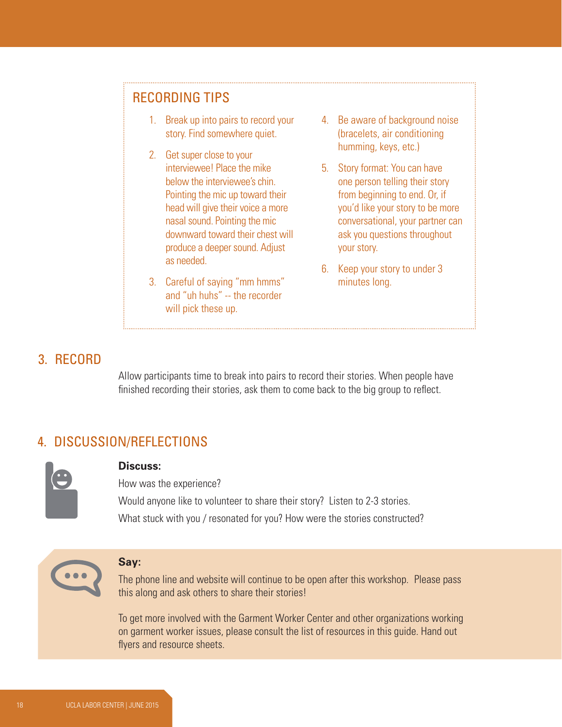## RECORDING TIPS

1. Break up into pairs to record your story. Find somewhere quiet.
2. Get super close to your interviewee! Place the mike below the interviewee's chin. Pointing the mic up toward their head will give their voice a more nasal sound. Pointing the mic downward toward their chest will produce a deeper sound. Adjust as needed.
3. Careful of saying "mm hmms" and "uh huhs" -- the recorder will pick these up.
4. Be aware of background noise (bracelets, air conditioning humming, keys, etc.)
5. Story format: You can have one person telling their story from beginning to end. Or, if you'd like your story to be more conversational, your partner can ask you questions throughout your story.
6. Keep your story to under 3 minutes long.

## 3. RECORD

Allow participants time to break into pairs to record their stories. When people have finished recording their stories, ask them to come back to the big group to reflect.

## 4. DISCUSSION/REFLECTIONS

**Discuss:**

How was the experience?

Would anyone like to volunteer to share their story? Listen to 2-3 stories.

What stuck with you / resonated for you? How were the stories constructed?

**Say:**

The phone line and website will continue to be open after this workshop. Please pass this along and ask others to share their stories!

To get more involved with the Garment Worker Center and other organizations working on garment worker issues, please consult the list of resources in this guide. Hand out flyers and resource sheets.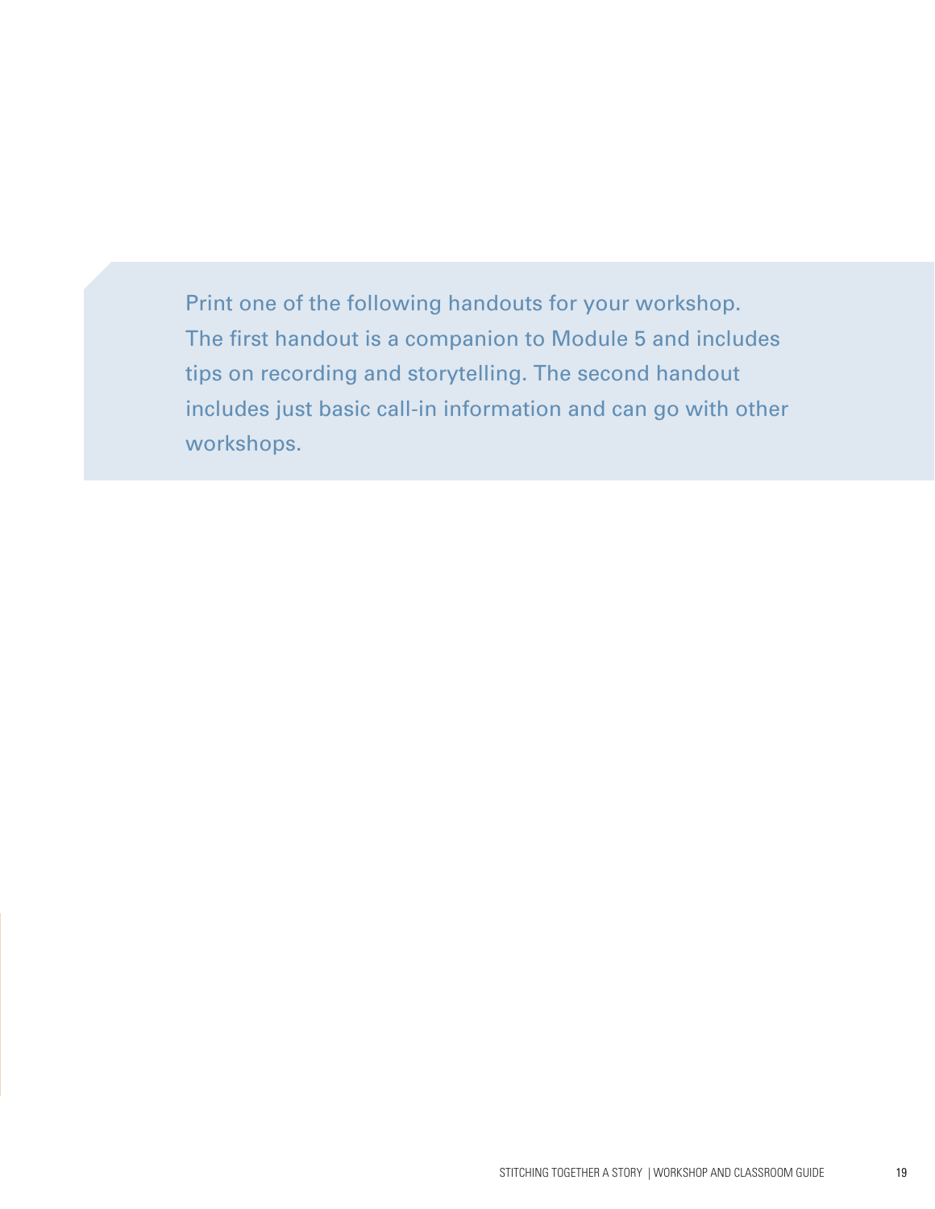Print one of the following handouts for your workshop. The first handout is a companion to Module 5 and includes tips on recording and storytelling. The second handout includes just basic call-in information and can go with other workshops.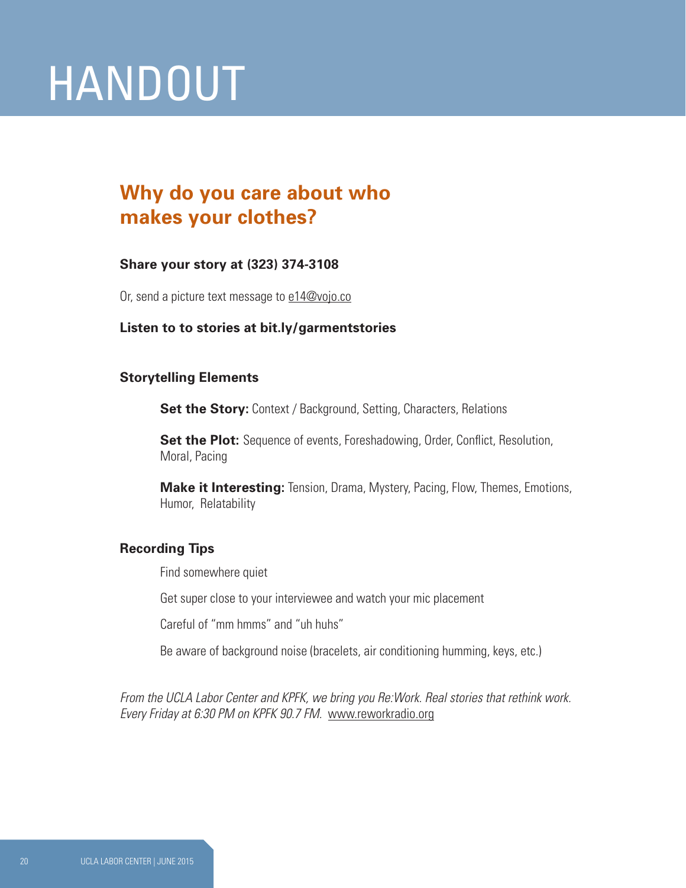# HANDOUT

## Why do you care about who makes your clothes?

**Share your story at (323) 374-3108**

Or, send a picture text message to e14@vojo.co

**Listen to to stories at bit.ly/garmentstories**

### Storytelling Elements

**Set the Story:** Context / Background, Setting, Characters, Relations

**Set the Plot:** Sequence of events, Foreshadowing, Order, Conflict, Resolution, Moral, Pacing

**Make it Interesting:** Tension, Drama, Mystery, Pacing, Flow, Themes, Emotions, Humor, Relatability

### Recording Tips

Find somewhere quiet

Get super close to your interviewee and watch your mic placement

Careful of "mm hmms" and "uh huhs"

Be aware of background noise (bracelets, air conditioning humming, keys, etc.)

*From the UCLA Labor Center and KPFK, we bring you Re:Work. Real stories that rethink work. Every Friday at 6:30 PM on KPFK 90.7 FM.* www.reworkradio.org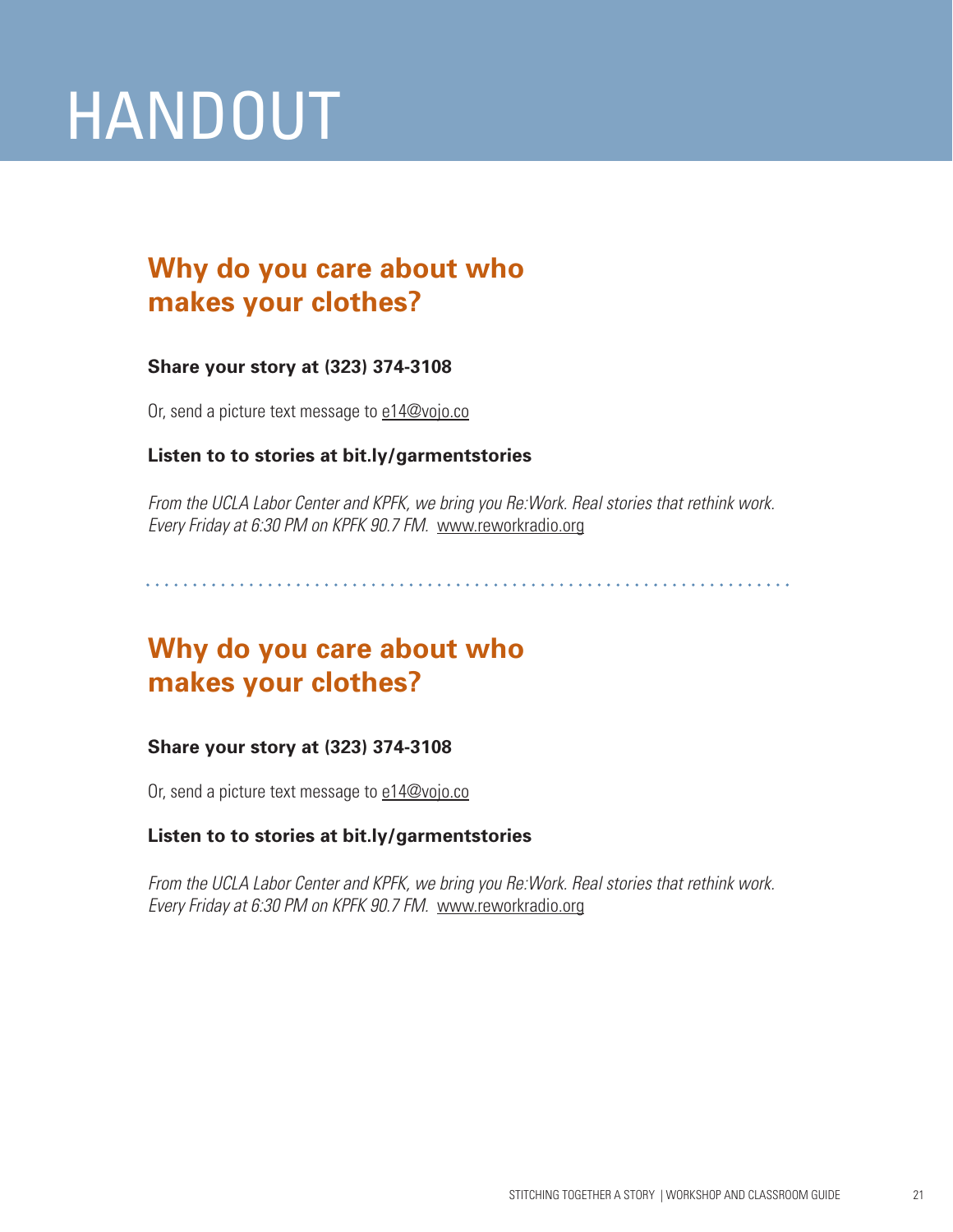# HANDOUT

## Why do you care about who makes your clothes?

**Share your story at (323) 374-3108**

Or, send a picture text message to e14@vojo.co

**Listen to to stories at bit.ly/garmentstories**

*From the UCLA Labor Center and KPFK, we bring you Re:Work. Real stories that rethink work. Every Friday at 6:30 PM on KPFK 90.7 FM.* www.reworkradio.org

---

## Why do you care about who makes your clothes?

**Share your story at (323) 374-3108**

Or, send a picture text message to e14@vojo.co

**Listen to to stories at bit.ly/garmentstories**

*From the UCLA Labor Center and KPFK, we bring you Re:Work. Real stories that rethink work. Every Friday at 6:30 PM on KPFK 90.7 FM.* www.reworkradio.org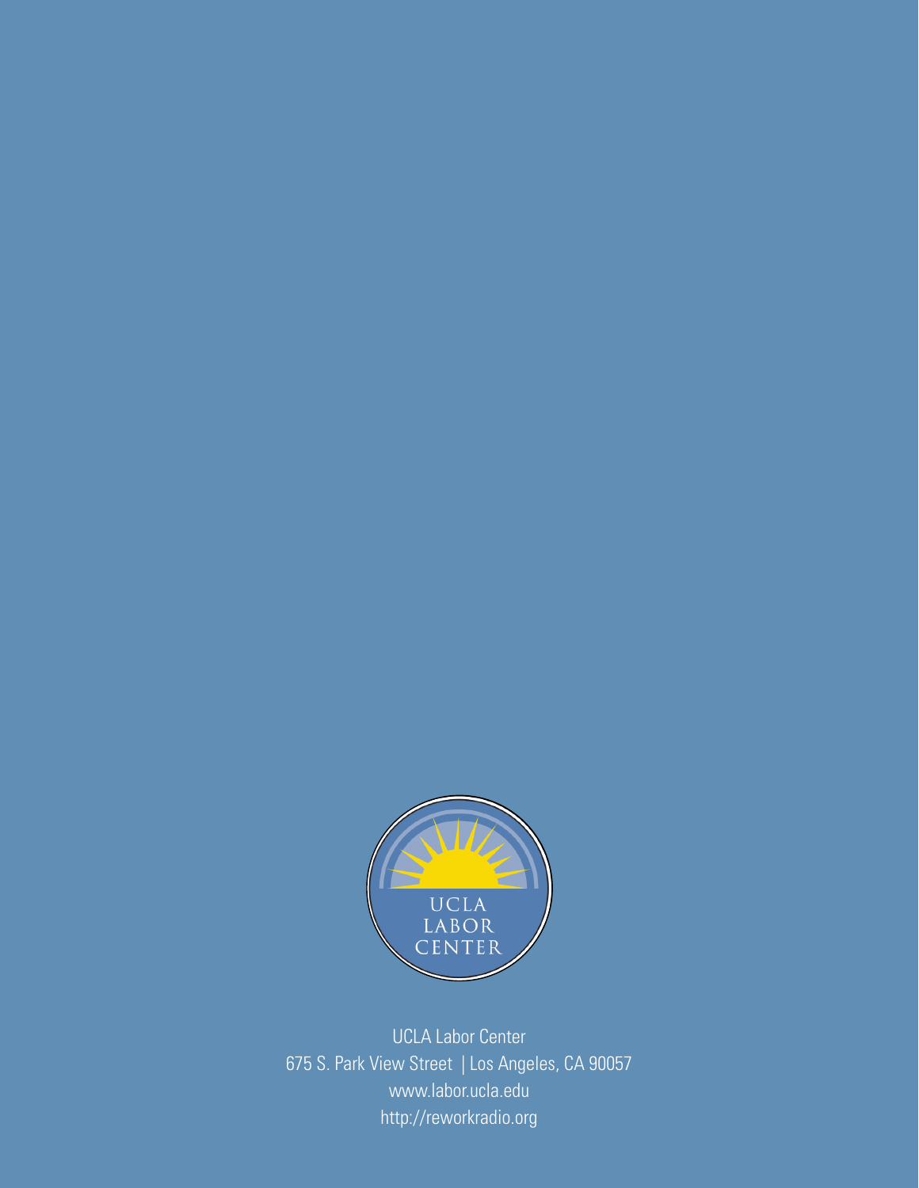UCLA LABOR CENTER

UCLA Labor Center
675 S. Park View Street | Los Angeles, CA 90057
www.labor.ucla.edu
http://reworkradio.org